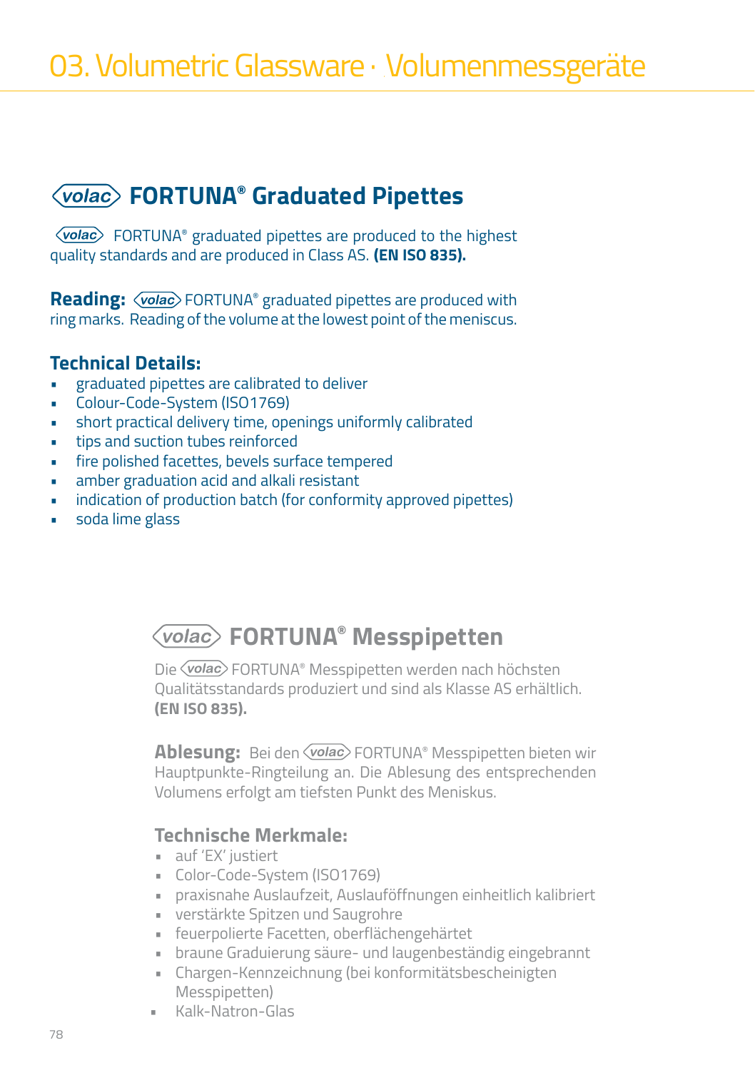# 03. Volumetric Glassware · Volumenmessgeräte

## volac FORTUNA® Graduated Pipettes

volac FORTUNA® graduated pipettes are produced to the highest quality standards and are produced in Class AS. **(EN ISO 835).**

**Reading:** volac FORTUNA® graduated pipettes are produced with ring marks. Reading of the volume at the lowest point of the meniscus.

### Technical Details:

- graduated pipettes are calibrated to deliver
- Colour-Code-System (ISO1769)
- short practical delivery time, openings uniformly calibrated
- tips and suction tubes reinforced
- fire polished facettes, bevels surface tempered
- amber graduation acid and alkali resistant
- indication of production batch (for conformity approved pipettes)
- soda lime glass

## volac FORTUNA® Messpipetten

Die volac FORTUNA® Messpipetten werden nach höchsten Qualitätsstandards produziert und sind als Klasse AS erhältlich. **(EN ISO 835).**

**Ablesung:** Bei den volac FORTUNA® Messpipetten bieten wir Hauptpunkte-Ringteilung an. Die Ablesung des entsprechenden Volumens erfolgt am tiefsten Punkt des Meniskus.

### Technische Merkmale:

- auf 'EX' justiert
- Color-Code-System (ISO1769)
- praxisnahe Auslaufzeit, Auslauföffnungen einheitlich kalibriert
- verstärkte Spitzen und Saugrohre
- feuerpolierte Facetten, oberflächengehärtet
- braune Graduierung säure- und laugenbeständig eingebrannt
- Chargen-Kennzeichnung (bei konformitätsbescheinigten Messpipetten)
- Kalk-Natron-Glas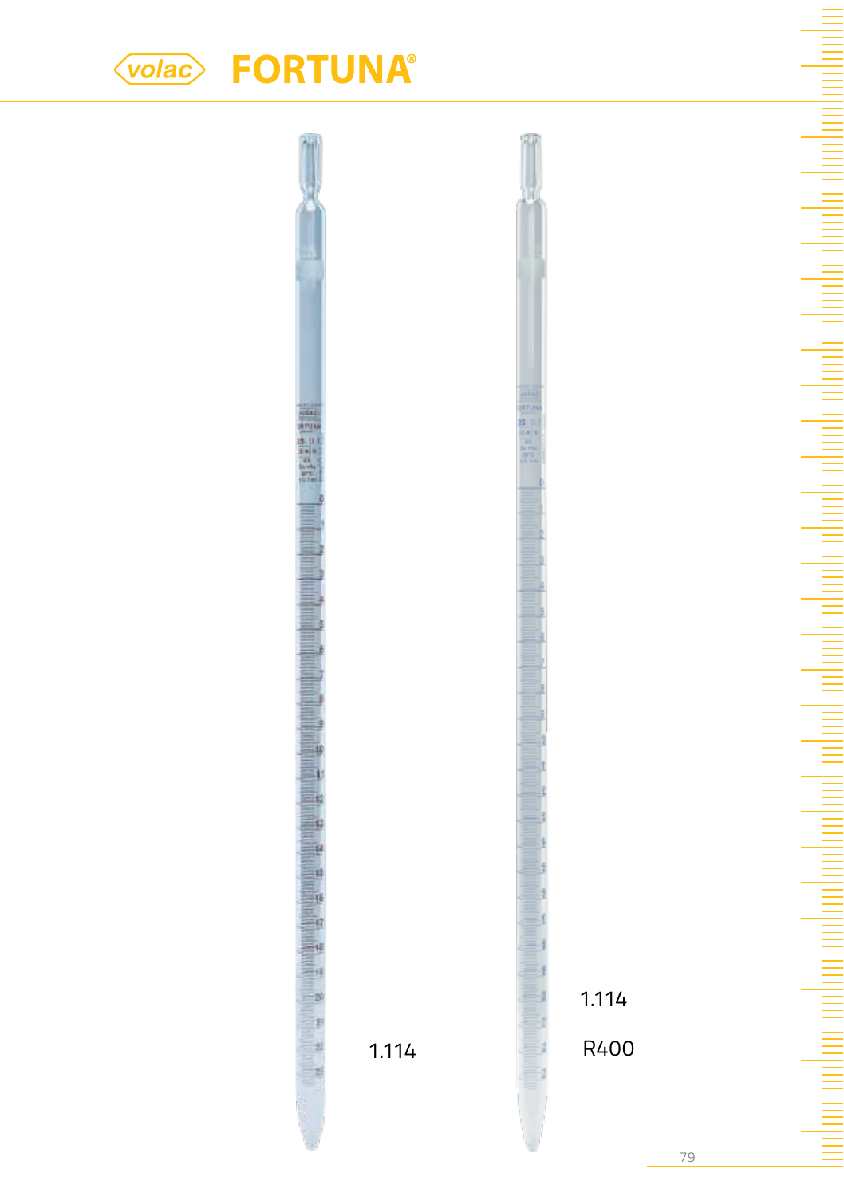1.114

1.114

R400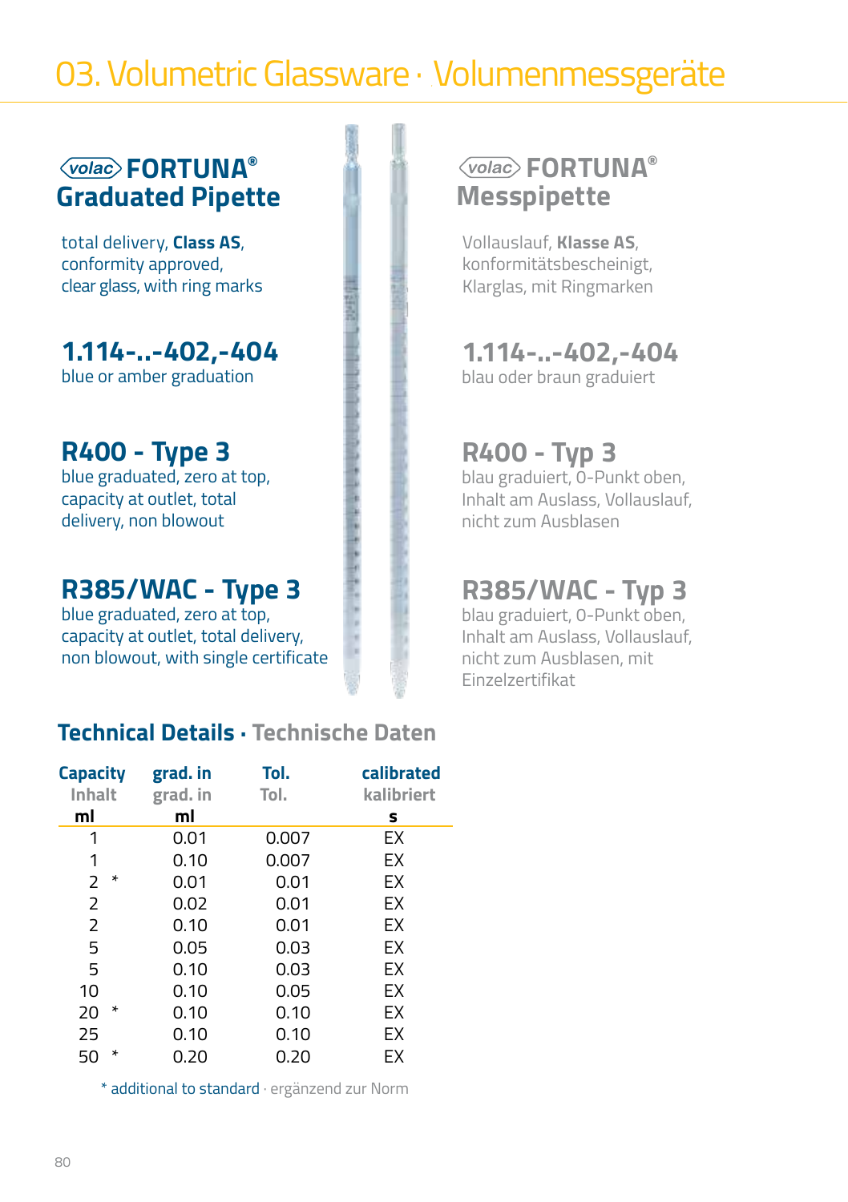# 03. Volumetric Glassware · Volumenmessgeräte

## volac FORTUNA® Graduated Pipette

total delivery, **Class AS**, conformity approved, clear glass, with ring marks

### 1.114-..-402,-404

blue or amber graduation

### R400 - Type 3

blue graduated, zero at top, capacity at outlet, total delivery, non blowout

### R385/WAC - Type 3

blue graduated, zero at top, capacity at outlet, total delivery, non blowout, with single certificate

## volac FORTUNA® Messpipette

Vollauslauf, **Klasse AS**, konformitätsbescheinigt, Klarglas, mit Ringmarken

### 1.114-..-402,-404

blau oder braun graduiert

### R400 - Typ 3

blau graduiert, 0-Punkt oben, Inhalt am Auslass, Vollauslauf, nicht zum Ausblasen

### R385/WAC - Typ 3

blau graduiert, 0-Punkt oben, Inhalt am Auslass, Vollauslauf, nicht zum Ausblasen, mit Einzelzertifikat

## Technical Details · Technische Daten

| Capacity Inhalt ml | grad. in grad. in ml | Tol. Tol. | calibrated kalibriert s |
|---|---|---|---|
| 1 | 0.01 | 0.007 | EX |
| 1 | 0.10 | 0.007 | EX |
| 2 * | 0.01 | 0.01 | EX |
| 2 | 0.02 | 0.01 | EX |
| 2 | 0.10 | 0.01 | EX |
| 5 | 0.05 | 0.03 | EX |
| 5 | 0.10 | 0.03 | EX |
| 10 | 0.10 | 0.05 | EX |
| 20 * | 0.10 | 0.10 | EX |
| 25 | 0.10 | 0.10 | EX |
| 50 * | 0.20 | 0.20 | EX |

* additional to standard · ergänzend zur Norm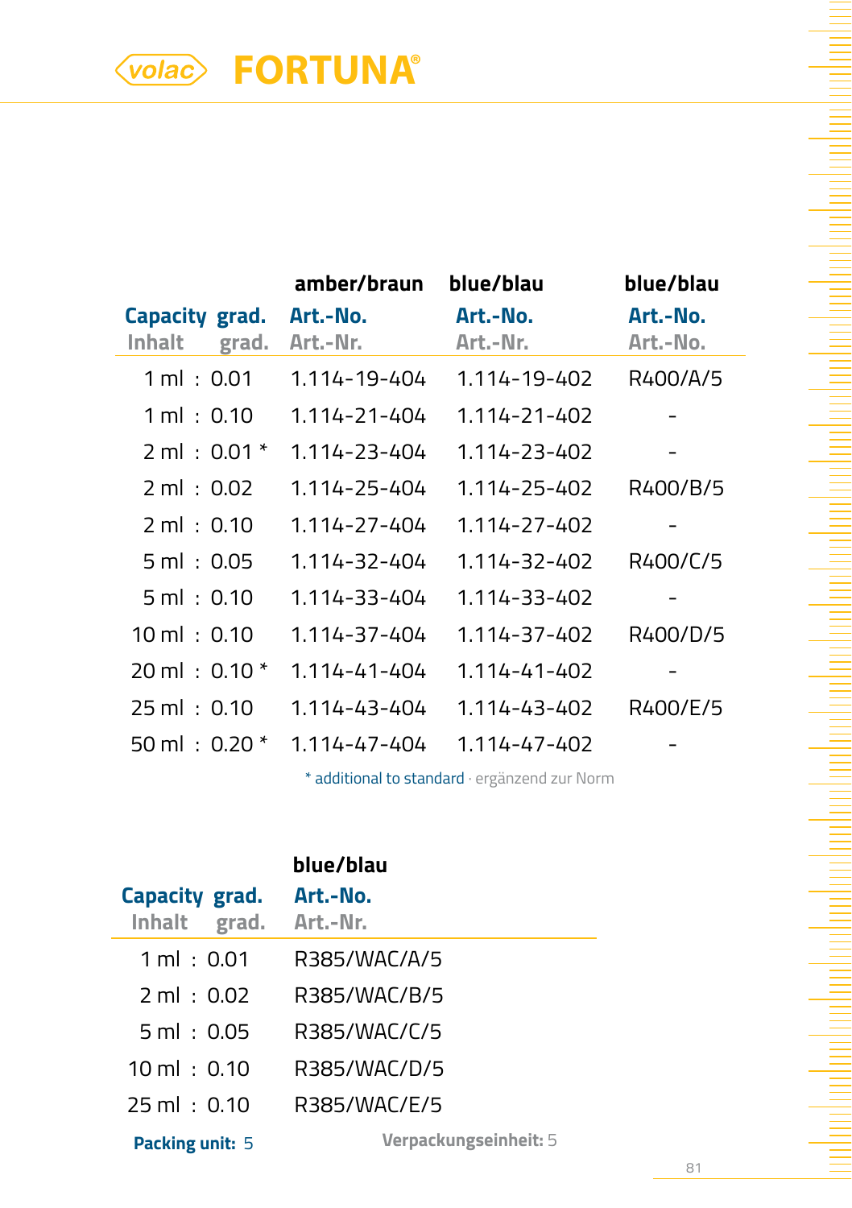# volac FORTUNA®

| Capacity grad. / Inhalt grad. | amber/braun Art.-No. / Art.-Nr. | blue/blau Art.-No. / Art.-Nr. | blue/blau Art.-No. / Art.-No. |
|---|---|---|---|
| 1 ml : 0.01 | 1.114-19-404 | 1.114-19-402 | R400/A/5 |
| 1 ml : 0.10 | 1.114-21-404 | 1.114-21-402 | - |
| 2 ml : 0.01 * | 1.114-23-404 | 1.114-23-402 | - |
| 2 ml : 0.02 | 1.114-25-404 | 1.114-25-402 | R400/B/5 |
| 2 ml : 0.10 | 1.114-27-404 | 1.114-27-402 | - |
| 5 ml : 0.05 | 1.114-32-404 | 1.114-32-402 | R400/C/5 |
| 5 ml : 0.10 | 1.114-33-404 | 1.114-33-402 | - |
| 10 ml : 0.10 | 1.114-37-404 | 1.114-37-402 | R400/D/5 |
| 20 ml : 0.10 * | 1.114-41-404 | 1.114-41-402 | - |
| 25 ml : 0.10 | 1.114-43-404 | 1.114-43-402 | R400/E/5 |
| 50 ml : 0.20 * | 1.114-47-404 | 1.114-47-402 | - |

* additional to standard · ergänzend zur Norm

| Capacity grad. / Inhalt grad. | blue/blau Art.-No. / Art.-Nr. |
|---|---|
| 1 ml : 0.01 | R385/WAC/A/5 |
| 2 ml : 0.02 | R385/WAC/B/5 |
| 5 ml : 0.05 | R385/WAC/C/5 |
| 10 ml : 0.10 | R385/WAC/D/5 |
| 25 ml : 0.10 | R385/WAC/E/5 |

**Packing unit:** 5 **Verpackungseinheit:** 5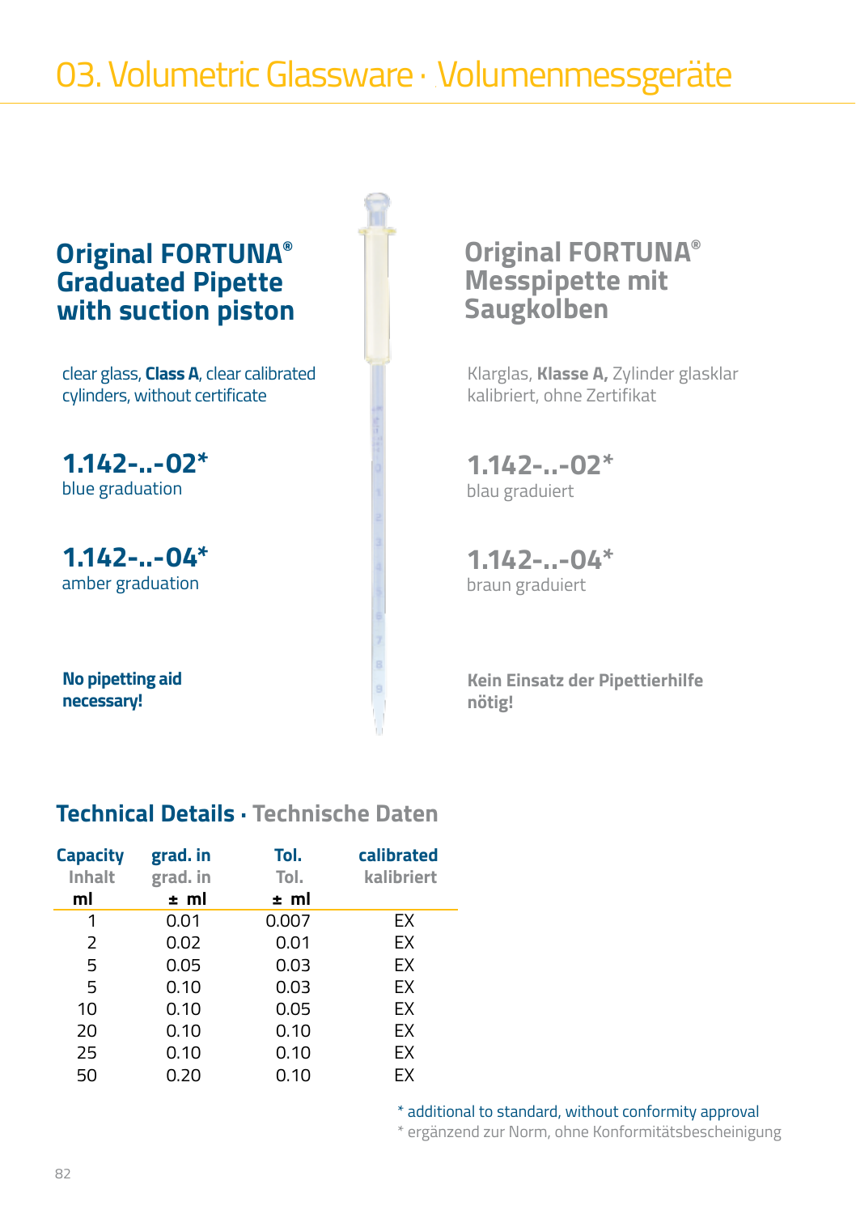# 03. Volumetric Glassware · Volumenmessgeräte

## Original FORTUNA® Graduated Pipette with suction piston

clear glass, **Class A**, clear calibrated cylinders, without certificate

**1.142-..-02***
blue graduation

**1.142-..-04***
amber graduation

**No pipetting aid necessary!**

## Original FORTUNA® Messpipette mit Saugkolben

Klarglas, **Klasse A,** Zylinder glasklar kalibriert, ohne Zertifikat

**1.142-..-02***
blau graduiert

**1.142-..-04***
braun graduiert

**Kein Einsatz der Pipettierhilfe nötig!**

## Technical Details · Technische Daten

| Capacity / Inhalt ml | grad. in / grad. in ± ml | Tol. / Tol. ± ml | calibrated / kalibriert |
|---|---|---|---|
| 1 | 0.01 | 0.007 | EX |
| 2 | 0.02 | 0.01 | EX |
| 5 | 0.05 | 0.03 | EX |
| 5 | 0.10 | 0.03 | EX |
| 10 | 0.10 | 0.05 | EX |
| 20 | 0.10 | 0.10 | EX |
| 25 | 0.10 | 0.10 | EX |
| 50 | 0.20 | 0.10 | EX |

* additional to standard, without conformity approval
* ergänzend zur Norm, ohne Konformitätsbescheinigung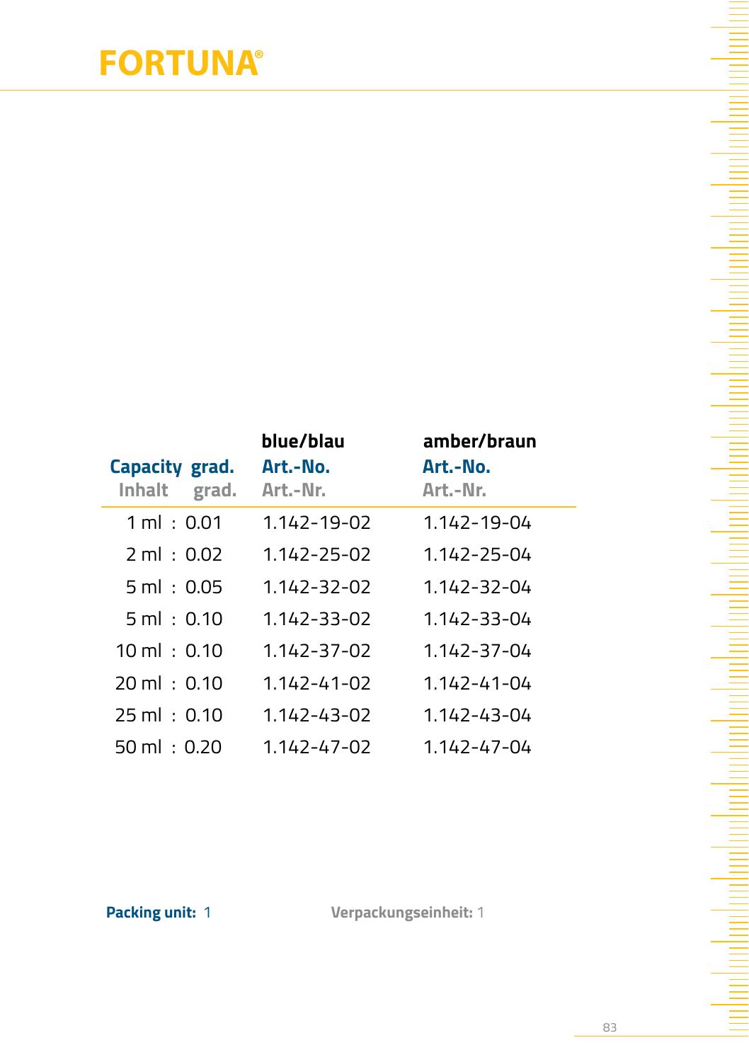# FORTUNA®

| Capacity Inhalt | grad. grad. | blue/blau Art.-No. Art.-Nr. | amber/braun Art.-No. Art.-Nr. |
|---|---|---|---|
| 1 ml | 0.01 | 1.142-19-02 | 1.142-19-04 |
| 2 ml | 0.02 | 1.142-25-02 | 1.142-25-04 |
| 5 ml | 0.05 | 1.142-32-02 | 1.142-32-04 |
| 5 ml | 0.10 | 1.142-33-02 | 1.142-33-04 |
| 10 ml | 0.10 | 1.142-37-02 | 1.142-37-04 |
| 20 ml | 0.10 | 1.142-41-02 | 1.142-41-04 |
| 25 ml | 0.10 | 1.142-43-02 | 1.142-43-04 |
| 50 ml | 0.20 | 1.142-47-02 | 1.142-47-04 |

**Packing unit:** 1

**Verpackungseinheit:** 1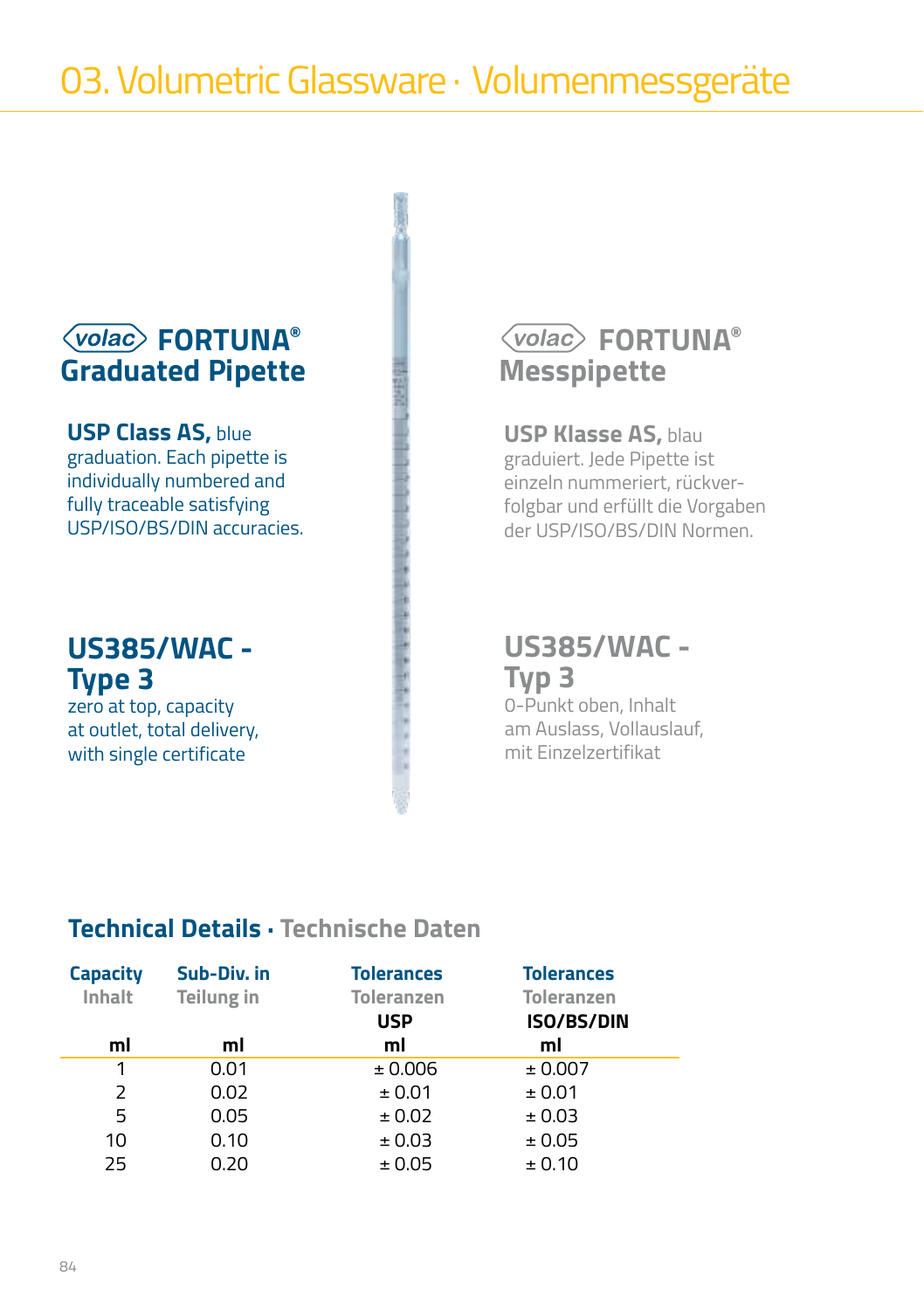# 03. Volumetric Glassware · Volumenmessgeräte

## volac FORTUNA® Graduated Pipette

**USP Class AS,** blue graduation. Each pipette is individually numbered and fully traceable satisfying USP/ISO/BS/DIN accuracies.

## US385/WAC - Type 3

zero at top, capacity at outlet, total delivery, with single certificate

## volac FORTUNA® Messpipette

**USP Klasse AS,** blau graduiert. Jede Pipette ist einzeln nummeriert, rückverfolgbar und erfüllt die Vorgaben der USP/ISO/BS/DIN Normen.

## US385/WAC - Typ 3

0-Punkt oben, Inhalt am Auslass, Vollauslauf, mit Einzelzertifikat

### Technical Details · Technische Daten

| Capacity Inhalt ml | Sub-Div. in Teilung in ml | Tolerances Toleranzen USP ml | Tolerances Toleranzen ISO/BS/DIN ml |
|---|---|---|---|
| 1 | 0.01 | ± 0.006 | ± 0.007 |
| 2 | 0.02 | ± 0.01 | ± 0.01 |
| 5 | 0.05 | ± 0.02 | ± 0.03 |
| 10 | 0.10 | ± 0.03 | ± 0.05 |
| 25 | 0.20 | ± 0.05 | ± 0.10 |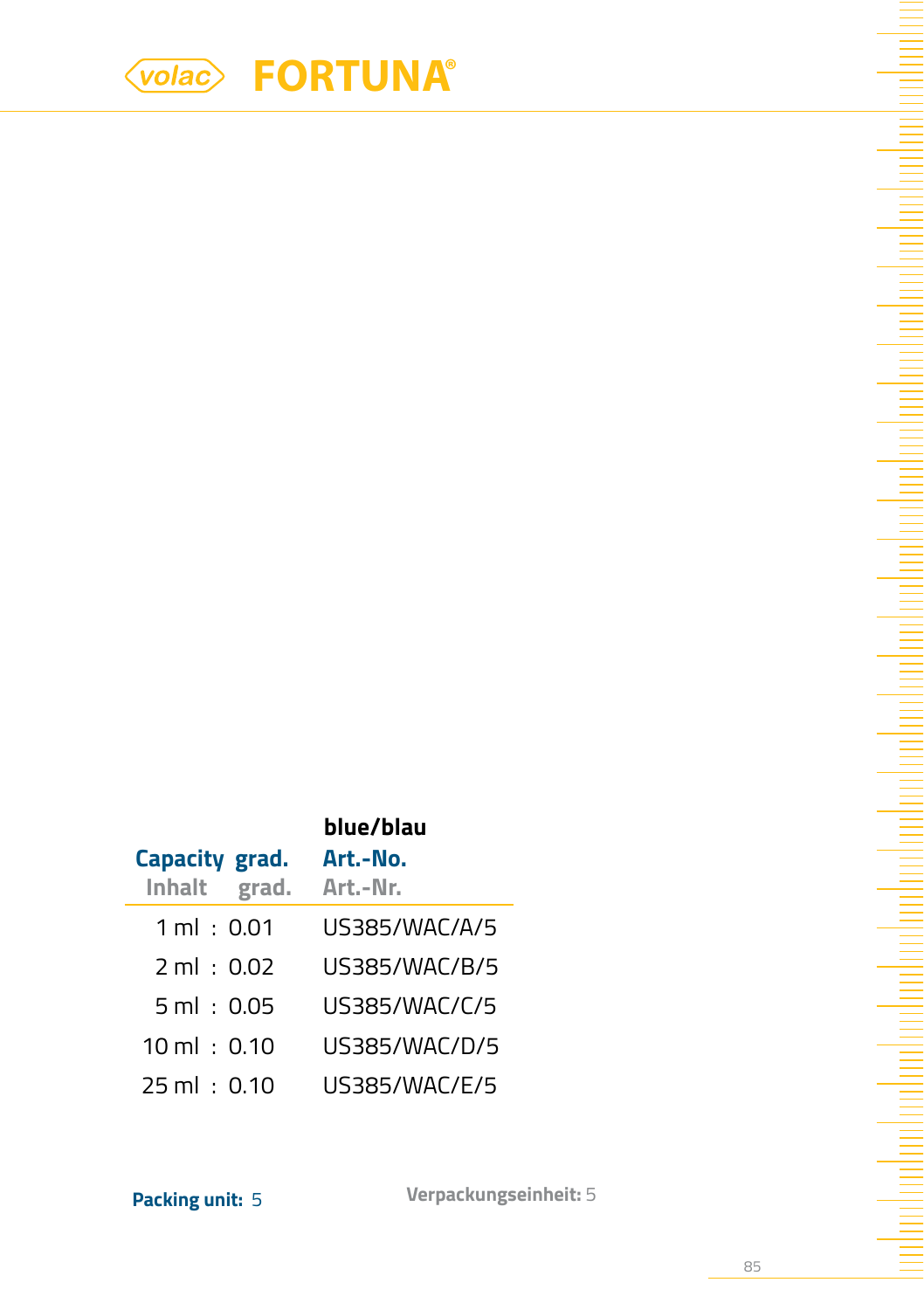| Capacity<br>Inhalt | grad.<br>grad. | blue/blau<br>Art.-No.<br>Art.-Nr. |
|---|---|---|
| 1 ml | 0.01 | US385/WAC/A/5 |
| 2 ml | 0.02 | US385/WAC/B/5 |
| 5 ml | 0.05 | US385/WAC/C/5 |
| 10 ml | 0.10 | US385/WAC/D/5 |
| 25 ml | 0.10 | US385/WAC/E/5 |

**Packing unit:** 5

**Verpackungseinheit:** 5